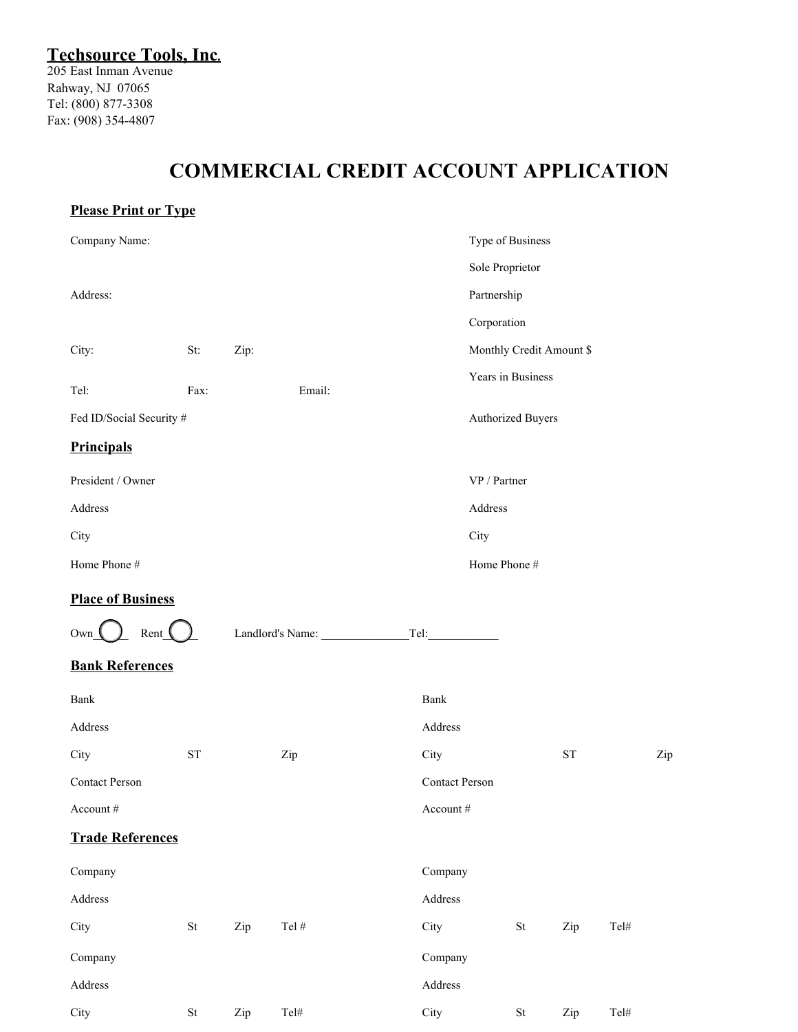**Techsource Tools, Inc.**
205 East Inman Avenue
Rahway, NJ 07065
Tel: (800) 877-3308
Fax: (908) 354-4807

# COMMERCIAL CREDIT ACCOUNT APPLICATION

## Please Print or Type

Company Name:

Address:

City: St: Zip:

Tel: Fax: Email:

Fed ID/Social Security #

Type of Business

Sole Proprietor

Partnership

Corporation

Monthly Credit Amount $

Years in Business

Authorized Buyers

## Principals

President / Owner

Address

City

Home Phone #

VP / Partner

Address

City

Home Phone #

## Place of Business

Own____ Rent____ Landlord's Name: _______________Tel:____________

## Bank References

Bank

Address

City ST Zip

Contact Person

Account #

Bank

Address

City ST Zip

Contact Person

Account #

## Trade References

Company

Address

City St Zip Tel #

Company

Address

City St Zip Tel#

Company

Address

City St Zip Tel#

Company

Address

City St Zip Tel#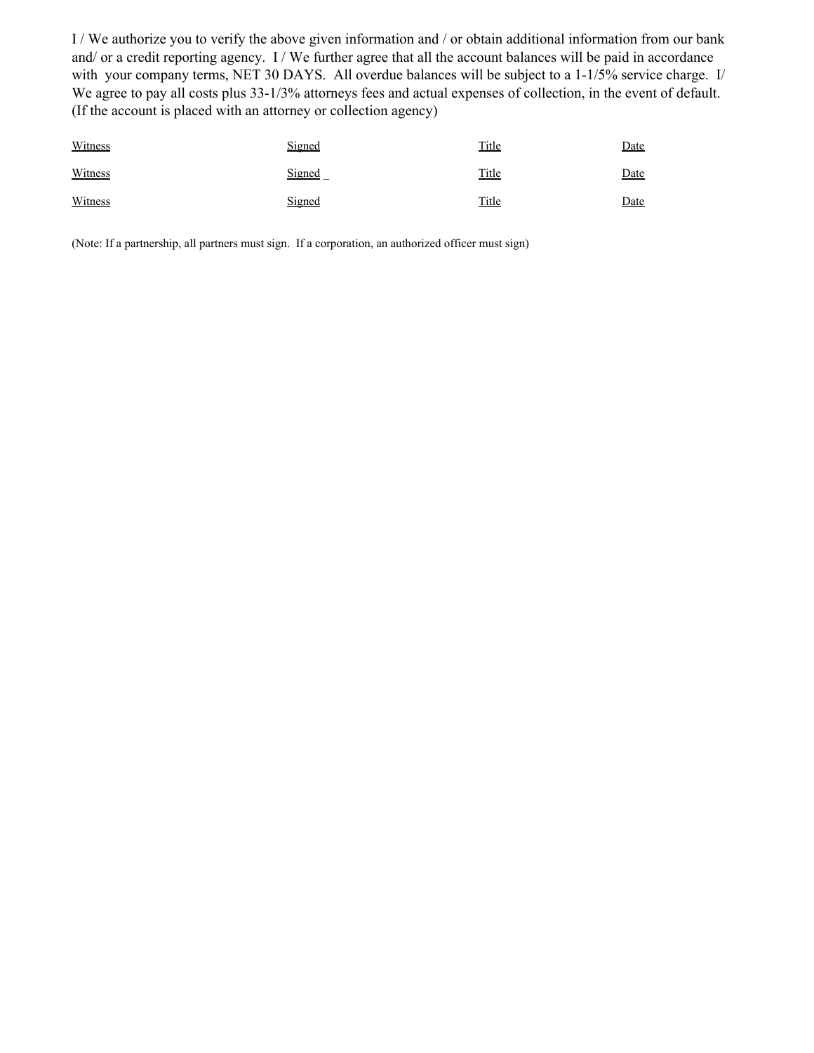I / We authorize you to verify the above given information and / or obtain additional information from our bank and/ or a credit reporting agency. I / We further agree that all the account balances will be paid in accordance with your company terms, NET 30 DAYS. All overdue balances will be subject to a 1-1/5% service charge. I/ We agree to pay all costs plus 33-1/3% attorneys fees and actual expenses of collection, in the event of default. (If the account is placed with an attorney or collection agency)

| | | | |
|---|---|---|---|
| Witness | Signed | Title | Date |
| Witness | Signed _ | Title | Date |
| Witness | Signed | Title | Date |

(Note: If a partnership, all partners must sign. If a corporation, an authorized officer must sign)